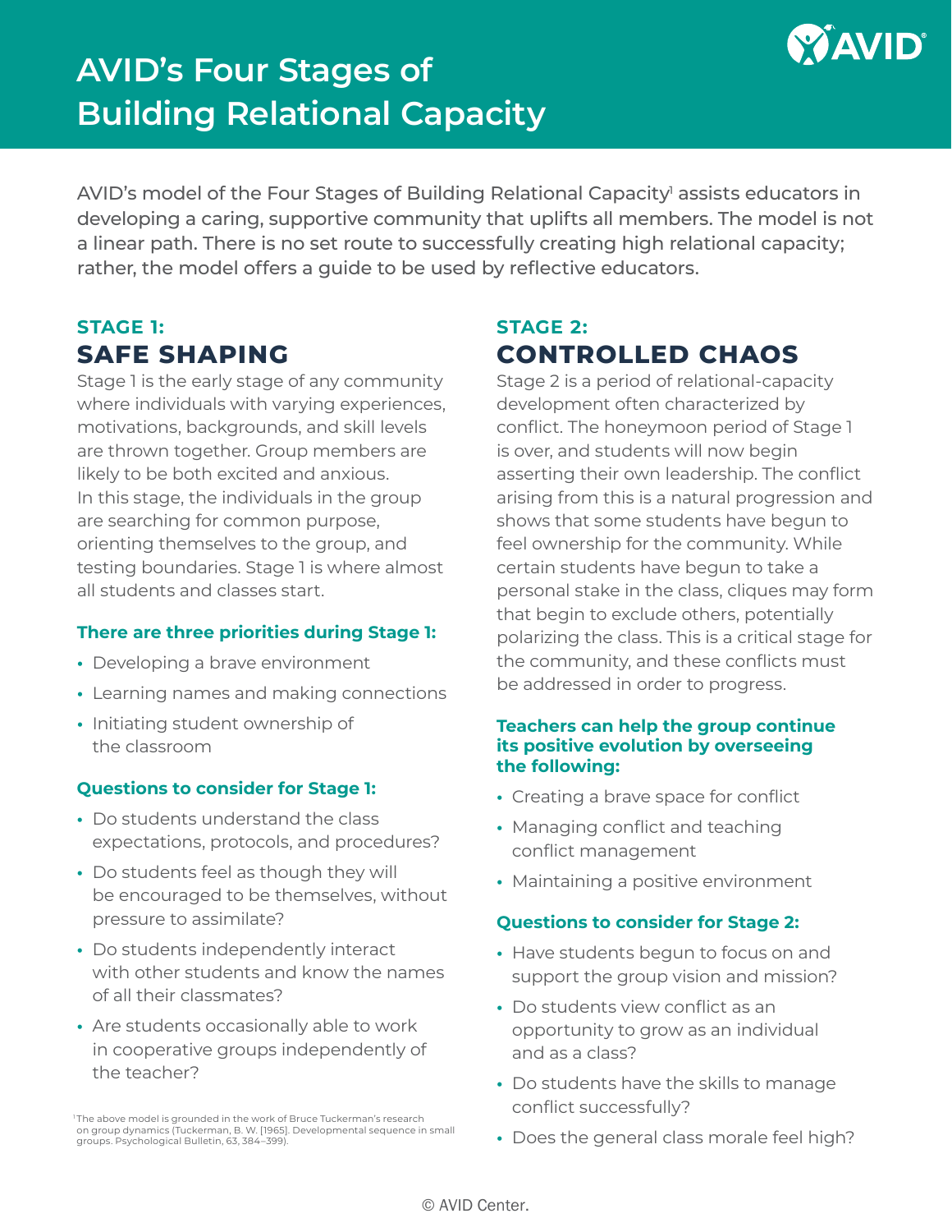# AVID's Four Stages of Building Relational Capacity

AVID's model of the Four Stages of Building Relational Capacity[1] assists educators in developing a caring, supportive community that uplifts all members. The model is not a linear path. There is no set route to successfully creating high relational capacity; rather, the model offers a guide to be used by reflective educators.

## STAGE 1: SAFE SHAPING

Stage 1 is the early stage of any community where individuals with varying experiences, motivations, backgrounds, and skill levels are thrown together. Group members are likely to be both excited and anxious. In this stage, the individuals in the group are searching for common purpose, orienting themselves to the group, and testing boundaries. Stage 1 is where almost all students and classes start.

### There are three priorities during Stage 1:

- Developing a brave environment
- Learning names and making connections
- Initiating student ownership of the classroom

### Questions to consider for Stage 1:

- Do students understand the class expectations, protocols, and procedures?
- Do students feel as though they will be encouraged to be themselves, without pressure to assimilate?
- Do students independently interact with other students and know the names of all their classmates?
- Are students occasionally able to work in cooperative groups independently of the teacher?

## STAGE 2: CONTROLLED CHAOS

Stage 2 is a period of relational-capacity development often characterized by conflict. The honeymoon period of Stage 1 is over, and students will now begin asserting their own leadership. The conflict arising from this is a natural progression and shows that some students have begun to feel ownership for the community. While certain students have begun to take a personal stake in the class, cliques may form that begin to exclude others, potentially polarizing the class. This is a critical stage for the community, and these conflicts must be addressed in order to progress.

### Teachers can help the group continue its positive evolution by overseeing the following:

- Creating a brave space for conflict
- Managing conflict and teaching conflict management
- Maintaining a positive environment

### Questions to consider for Stage 2:

- Have students begun to focus on and support the group vision and mission?
- Do students view conflict as an opportunity to grow as an individual and as a class?
- Do students have the skills to manage conflict successfully?
- Does the general class morale feel high?

[1] The above model is grounded in the work of Bruce Tuckerman's research on group dynamics (Tuckerman, B. W. [1965]. Developmental sequence in small groups. Psychological Bulletin, 63, 384–399).

© AVID Center.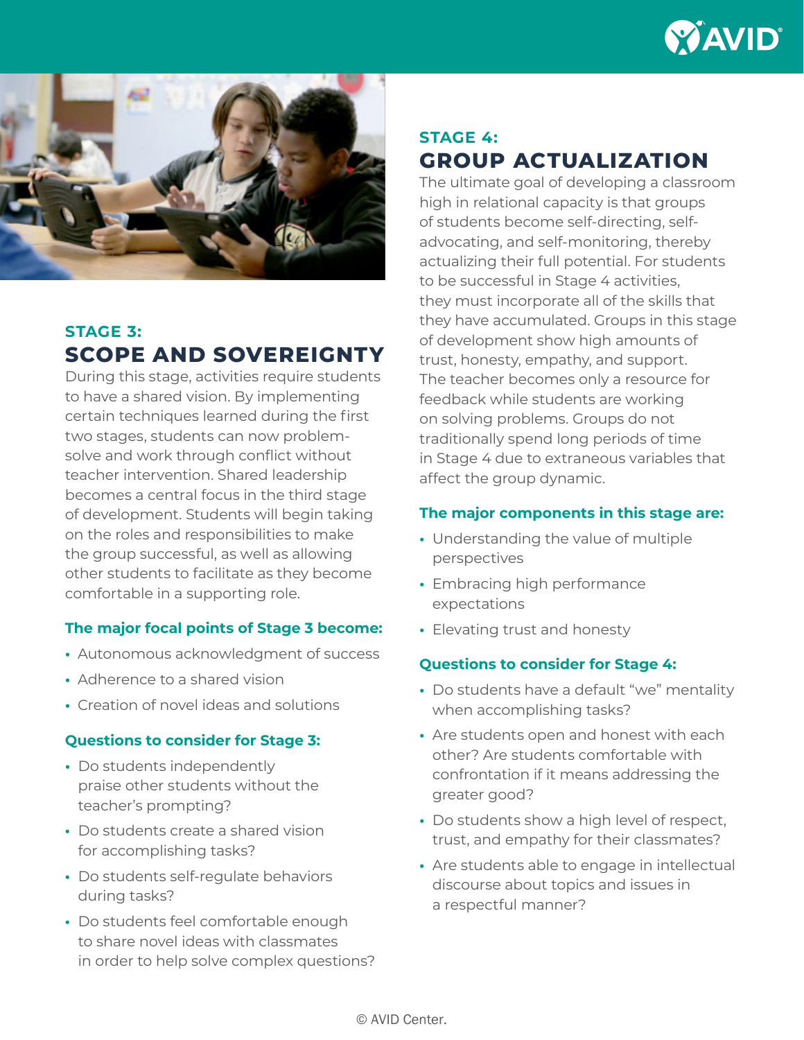## STAGE 3:
# SCOPE AND SOVEREIGNTY

During this stage, activities require students to have a shared vision. By implementing certain techniques learned during the first two stages, students can now problem-solve and work through conflict without teacher intervention. Shared leadership becomes a central focus in the third stage of development. Students will begin taking on the roles and responsibilities to make the group successful, as well as allowing other students to facilitate as they become comfortable in a supporting role.

### The major focal points of Stage 3 become:

- Autonomous acknowledgment of success
- Adherence to a shared vision
- Creation of novel ideas and solutions

### Questions to consider for Stage 3:

- Do students independently praise other students without the teacher's prompting?
- Do students create a shared vision for accomplishing tasks?
- Do students self-regulate behaviors during tasks?
- Do students feel comfortable enough to share novel ideas with classmates in order to help solve complex questions?

## STAGE 4:
# GROUP ACTUALIZATION

The ultimate goal of developing a classroom high in relational capacity is that groups of students become self-directing, self-advocating, and self-monitoring, thereby actualizing their full potential. For students to be successful in Stage 4 activities, they must incorporate all of the skills that they have accumulated. Groups in this stage of development show high amounts of trust, honesty, empathy, and support. The teacher becomes only a resource for feedback while students are working on solving problems. Groups do not traditionally spend long periods of time in Stage 4 due to extraneous variables that affect the group dynamic.

### The major components in this stage are:

- Understanding the value of multiple perspectives
- Embracing high performance expectations
- Elevating trust and honesty

### Questions to consider for Stage 4:

- Do students have a default "we" mentality when accomplishing tasks?
- Are students open and honest with each other? Are students comfortable with confrontation if it means addressing the greater good?
- Do students show a high level of respect, trust, and empathy for their classmates?
- Are students able to engage in intellectual discourse about topics and issues in a respectful manner?

© AVID Center.